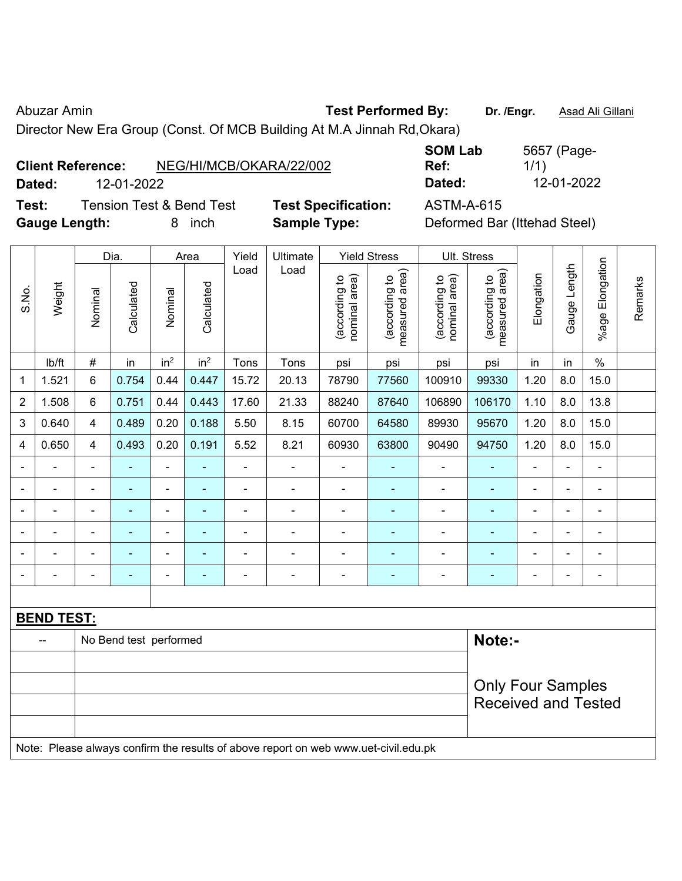Abuzar Amin

**Test Performed By:** **Dr. /Engr.** Asad Ali Gillani

Director New Era Group (Const. Of MCB Building At M.A Jinnah Rd,Okara)

**Client Reference:** NEG/HI/MCB/OKARA/22/002

**SOM Lab Ref:** 5657 (Page-1/1)

**Dated:** 12-01-2022

**Dated:** 12-01-2022

**Test:** Tension Test & Bend Test

**Test Specification:** ASTM-A-615

**Gauge Length:** 8 inch

**Sample Type:** Deformed Bar (Ittehad Steel)

| S.No. | Weight | Dia. | | Area | | Yield Load | Ultimate Load | Yield Stress | | Ult. Stress | | Elongation | Gauge Length | %age Elongation | Remarks |
|---|---|---|---|---|---|---|---|---|---|---|---|---|---|---|---|
| | | Nominal | Calculated | Nominal | Calculated | | | (according to nominal area) | (according to measured area) | (according to nominal area) | (according to measured area) | | | | |
| | lb/ft | # | in | in$^2$ | in$^2$ | Tons | Tons | psi | psi | psi | psi | in | in | % | |
| 1 | 1.521 | 6 | 0.754 | 0.44 | 0.447 | 15.72 | 20.13 | 78790 | 77560 | 100910 | 99330 | 1.20 | 8.0 | 15.0 | |
| 2 | 1.508 | 6 | 0.751 | 0.44 | 0.443 | 17.60 | 21.33 | 88240 | 87640 | 106890 | 106170 | 1.10 | 8.0 | 13.8 | |
| 3 | 0.640 | 4 | 0.489 | 0.20 | 0.188 | 5.50 | 8.15 | 60700 | 64580 | 89930 | 95670 | 1.20 | 8.0 | 15.0 | |
| 4 | 0.650 | 4 | 0.493 | 0.20 | 0.191 | 5.52 | 8.21 | 60930 | 63800 | 90490 | 94750 | 1.20 | 8.0 | 15.0 | |
| - | - | - | - | - | - | - | - | - | - | - | - | - | - | - | |
| - | - | - | - | - | - | - | - | - | - | - | - | - | - | - | |
| - | - | - | - | - | - | - | - | - | - | - | - | - | - | - | |
| - | - | - | - | - | - | - | - | - | - | - | - | - | - | - | |
| - | - | - | - | - | - | - | - | - | - | - | - | - | - | - | |
| - | - | - | - | - | - | - | - | - | - | - | - | - | - | - | |

**BEND TEST:**

| -- | No Bend test performed | **Note:-** |
|---|---|---|
| | | Only Four Samples Received and Tested |

Note: Please always confirm the results of above report on web www.uet-civil.edu.pk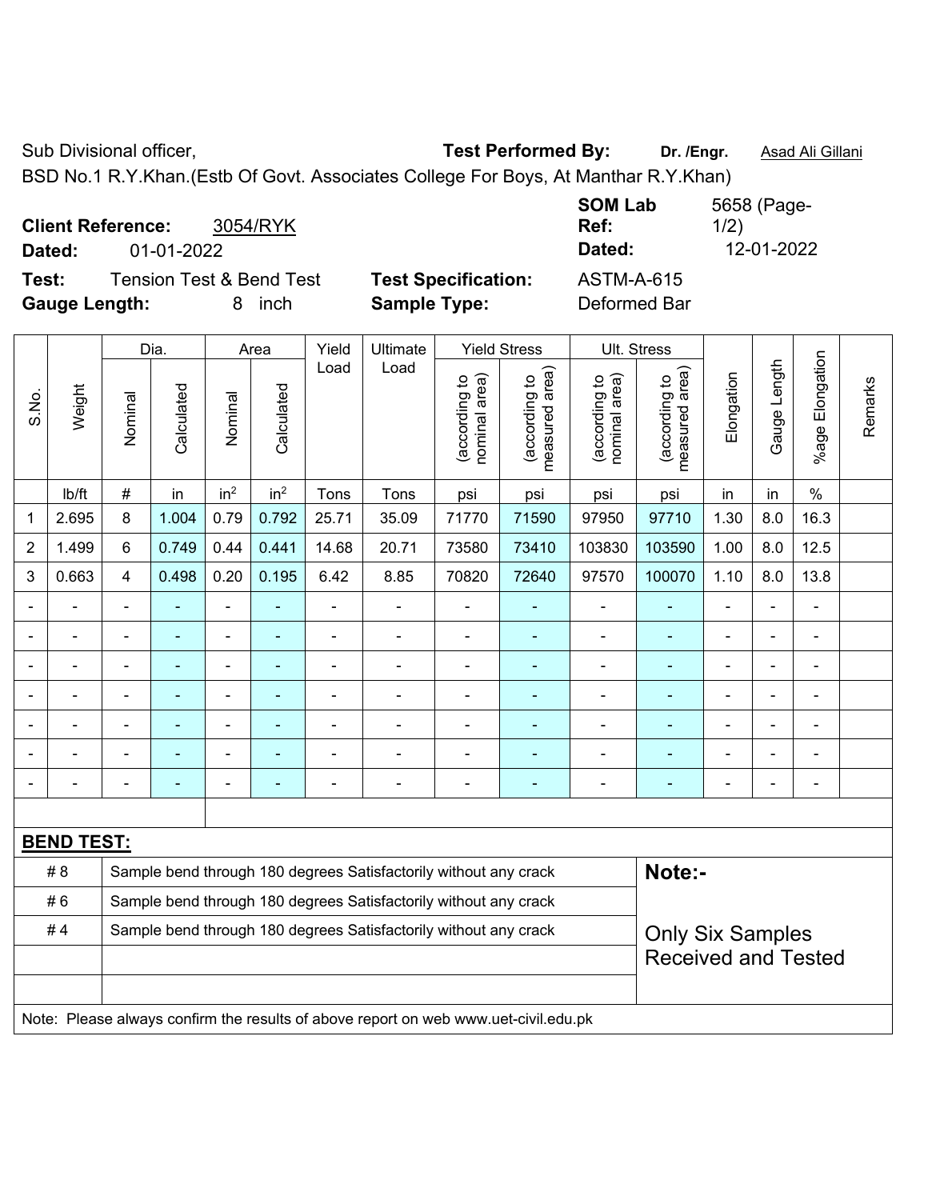Sub Divisional officer, **Test Performed By:** **Dr. /Engr.** Asad Ali Gillani

BSD No.1 R.Y.Khan.(Estb Of Govt. Associates College For Boys, At Manthar R.Y.Khan)

**Client Reference:** 3054/RYK **SOM Lab Ref:** 5658 (Page-1/2)

**Dated:** 01-01-2022 **Dated:** 12-01-2022

**Test:** Tension Test & Bend Test **Test Specification:** ASTM-A-615

**Gauge Length:** 8 inch **Sample Type:** Deformed Bar

| S.No. | Weight | Dia. | | Area | | Yield Load | Ultimate Load | Yield Stress | | Ult. Stress | | Elongation | Gauge Length | %age Elongation | Remarks |
|---|---|---|---|---|---|---|---|---|---|---|---|---|---|---|---|
| | | Nominal | Calculated | Nominal | Calculated | | | (according to nominal area) | (according to measured area) | (according to nominal area) | (according to measured area) | | | | |
| | lb/ft | # | in | in² | in² | Tons | Tons | psi | psi | psi | psi | in | in | % | |
| 1 | 2.695 | 8 | 1.004 | 0.79 | 0.792 | 25.71 | 35.09 | 71770 | 71590 | 97950 | 97710 | 1.30 | 8.0 | 16.3 | |
| 2 | 1.499 | 6 | 0.749 | 0.44 | 0.441 | 14.68 | 20.71 | 73580 | 73410 | 103830 | 103590 | 1.00 | 8.0 | 12.5 | |
| 3 | 0.663 | 4 | 0.498 | 0.20 | 0.195 | 6.42 | 8.85 | 70820 | 72640 | 97570 | 100070 | 1.10 | 8.0 | 13.8 | |
| - | - | - | - | - | - | - | - | - | - | - | - | - | - | - | |
| - | - | - | - | - | - | - | - | - | - | - | - | - | - | - | |
| - | - | - | - | - | - | - | - | - | - | - | - | - | - | - | |
| - | - | - | - | - | - | - | - | - | - | - | - | - | - | - | |
| - | - | - | - | - | - | - | - | - | - | - | - | - | - | - | |
| - | - | - | - | - | - | - | - | - | - | - | - | - | - | - | |
| - | - | - | - | - | - | - | - | - | - | - | - | - | - | - | |

**BEND TEST:**

| | | |
|---|---|---|
| # 8 | Sample bend through 180 degrees Satisfactorily without any crack | **Note:-** |
| # 6 | Sample bend through 180 degrees Satisfactorily without any crack | |
| # 4 | Sample bend through 180 degrees Satisfactorily without any crack | Only Six Samples Received and Tested |

Note: Please always confirm the results of above report on web www.uet-civil.edu.pk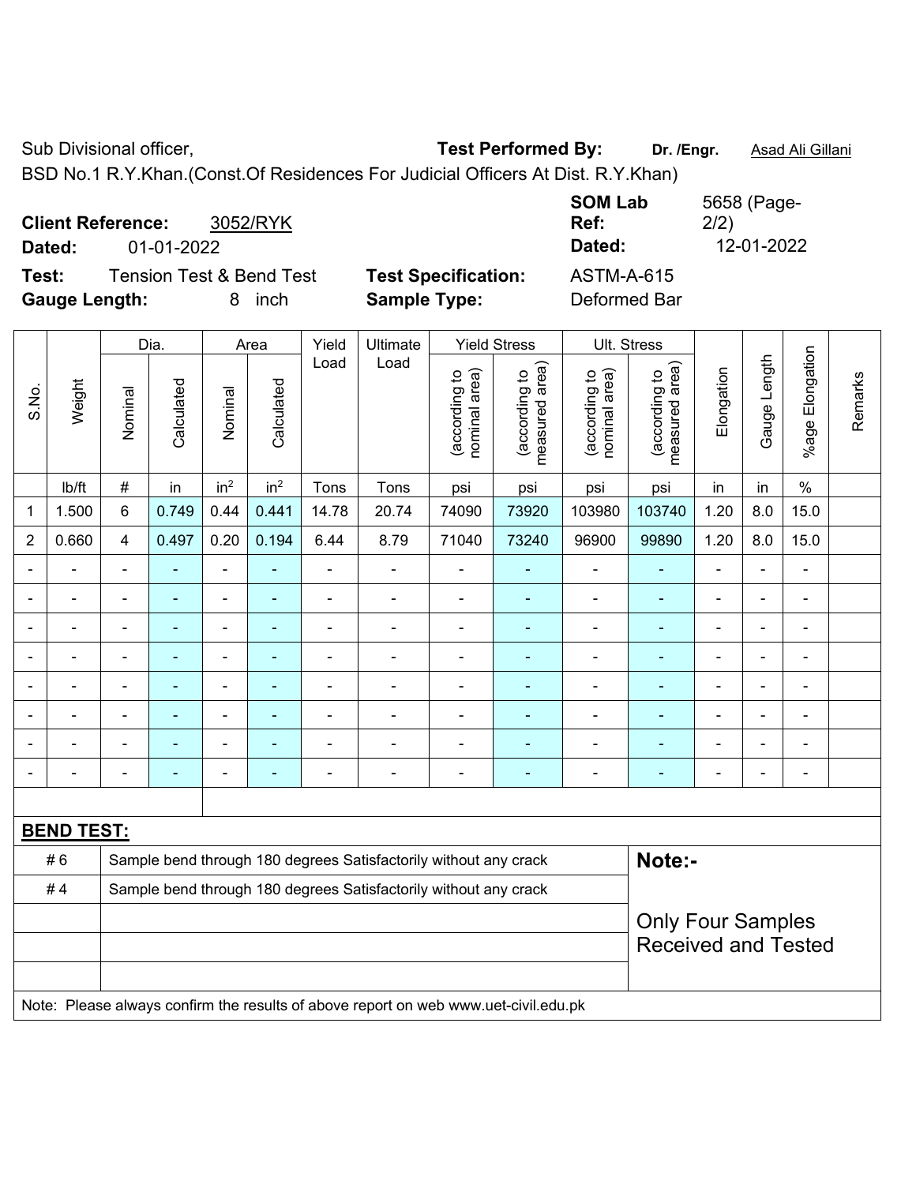Sub Divisional officer, **Test Performed By:** **Dr. /Engr.** Asad Ali Gillani

BSD No.1 R.Y.Khan.(Const.Of Residences For Judicial Officers At Dist. R.Y.Khan)

**Client Reference:** 3052/RYK **SOM Lab Ref:** 5658 (Page-2/2)

**Dated:** 01-01-2022 **Dated:** 12-01-2022

**Test:** Tension Test & Bend Test **Test Specification:** ASTM-A-615

**Gauge Length:** 8 inch **Sample Type:** Deformed Bar

| S.No. | Weight | Dia. | | Area | | Yield Load | Ultimate Load | Yield Stress | | Ult. Stress | | Elongation | Gauge Length | %age Elongation | Remarks |
|---|---|---|---|---|---|---|---|---|---|---|---|---|---|---|---|
| | | Nominal | Calculated | Nominal | Calculated | | | (according to nominal area) | (according to measured area) | (according to nominal area) | (according to measured area) | | | | |
| | lb/ft | # | in | in$^2$ | in$^2$ | Tons | Tons | psi | psi | psi | psi | in | in | % | |
| 1 | 1.500 | 6 | 0.749 | 0.44 | 0.441 | 14.78 | 20.74 | 74090 | 73920 | 103980 | 103740 | 1.20 | 8.0 | 15.0 | |
| 2 | 0.660 | 4 | 0.497 | 0.20 | 0.194 | 6.44 | 8.79 | 71040 | 73240 | 96900 | 99890 | 1.20 | 8.0 | 15.0 | |
| - | - | - | - | - | - | - | - | - | - | - | - | - | - | - | |
| - | - | - | - | - | - | - | - | - | - | - | - | - | - | - | |
| - | - | - | - | - | - | - | - | - | - | - | - | - | - | - | |
| - | - | - | - | - | - | - | - | - | - | - | - | - | - | - | |
| - | - | - | - | - | - | - | - | - | - | - | - | - | - | - | |
| - | - | - | - | - | - | - | - | - | - | - | - | - | - | - | |
| - | - | - | - | - | - | - | - | - | - | - | - | - | - | - | |
| - | - | - | - | - | - | - | - | - | - | - | - | - | - | - | |

**BEND TEST:**

| | | |
|---|---|---|
| # 6 | Sample bend through 180 degrees Satisfactorily without any crack | **Note:-** |
| # 4 | Sample bend through 180 degrees Satisfactorily without any crack | Only Four Samples Received and Tested |

Note: Please always confirm the results of above report on web www.uet-civil.edu.pk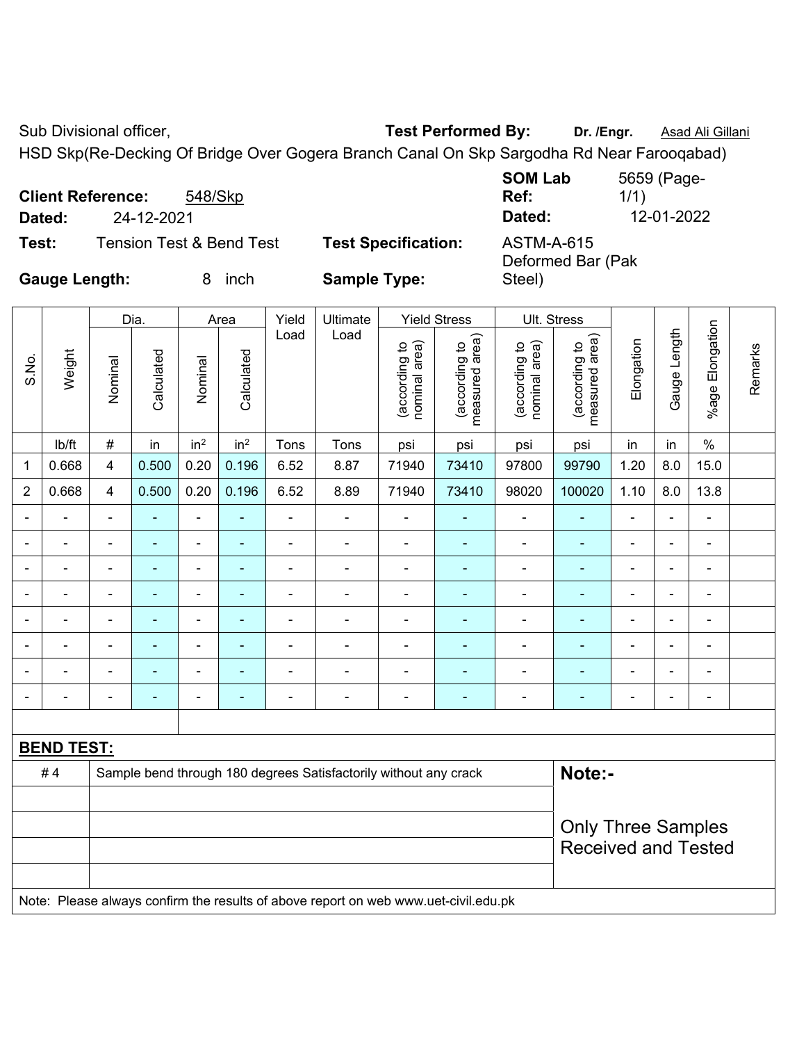Sub Divisional officer, **Test Performed By:** **Dr. /Engr.** Asad Ali Gillani

HSD Skp(Re-Decking Of Bridge Over Gogera Branch Canal On Skp Sargodha Rd Near Farooqabad)

**Client Reference:** 548/Skp **SOM Lab Ref:** 5659 (Page-1/1)

**Dated:** 24-12-2021 **Dated:** 12-01-2022

**Test:** Tension Test & Bend Test **Test Specification:** ASTM-A-615 Deformed Bar (Pak Steel)

**Gauge Length:** 8 inch **Sample Type:**

| S.No. | Weight | Dia. | | Area | | Yield Load | Ultimate Load | Yield Stress | | Ult. Stress | | Elongation | Gauge Length | %age Elongation | Remarks |
|---|---|---|---|---|---|---|---|---|---|---|---|---|---|---|---|
| | | Nominal | Calculated | Nominal | Calculated | | | (according to nominal area) | (according to measured area) | (according to nominal area) | (according to measured area) | | | | |
| | lb/ft | # | in | in² | in² | Tons | Tons | psi | psi | psi | psi | in | in | % | |
| 1 | 0.668 | 4 | 0.500 | 0.20 | 0.196 | 6.52 | 8.87 | 71940 | 73410 | 97800 | 99790 | 1.20 | 8.0 | 15.0 | |
| 2 | 0.668 | 4 | 0.500 | 0.20 | 0.196 | 6.52 | 8.89 | 71940 | 73410 | 98020 | 100020 | 1.10 | 8.0 | 13.8 | |
| - | - | - | - | - | - | - | - | - | - | - | - | - | - | - | |
| - | - | - | - | - | - | - | - | - | - | - | - | - | - | - | |
| - | - | - | - | - | - | - | - | - | - | - | - | - | - | - | |
| - | - | - | - | - | - | - | - | - | - | - | - | - | - | - | |
| - | - | - | - | - | - | - | - | - | - | - | - | - | - | - | |
| - | - | - | - | - | - | - | - | - | - | - | - | - | - | - | |
| - | - | - | - | - | - | - | - | - | - | - | - | - | - | - | |
| - | - | - | - | - | - | - | - | - | - | - | - | - | - | - | |

**BEND TEST:**

| | | |
|---|---|---|
| # 4 | Sample bend through 180 degrees Satisfactorily without any crack | **Note:-** |
| | | Only Three Samples Received and Tested |

Note: Please always confirm the results of above report on web www.uet-civil.edu.pk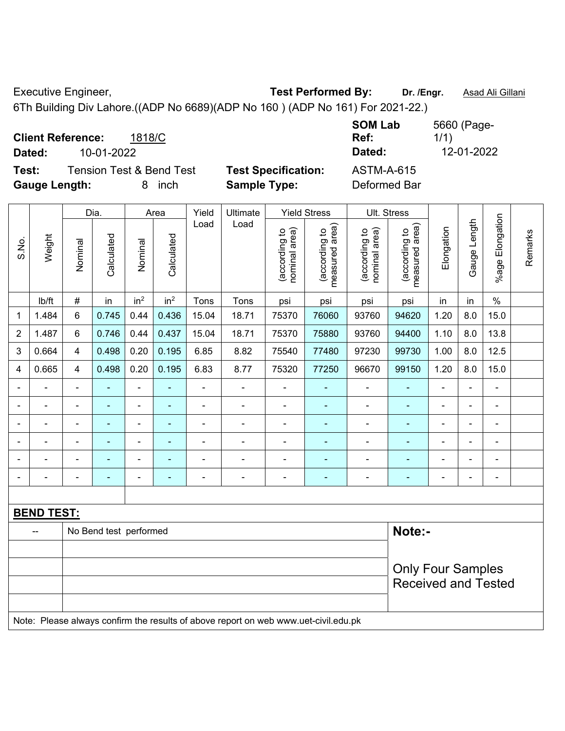Executive Engineer, **Test Performed By:** **Dr. /Engr.** Asad Ali Gillani

6Th Building Div Lahore.((ADP No 6689)(ADP No 160 ) (ADP No 161) For 2021-22.)

**Client Reference:** 1818/C **SOM Lab Ref:** 5660 (Page-1/1)

**Dated:** 10-01-2022 **Dated:** 12-01-2022

**Test:** Tension Test & Bend Test **Test Specification:** ASTM-A-615

**Gauge Length:** 8 inch **Sample Type:** Deformed Bar

| S.No. | Weight | Dia. | | Area | | Yield Load | Ultimate Load | Yield Stress | | Ult. Stress | | Elongation | Gauge Length | %age Elongation | Remarks |
|---|---|---|---|---|---|---|---|---|---|---|---|---|---|---|---|
| | | Nominal | Calculated | Nominal | Calculated | | | (according to nominal area) | (according to measured area) | (according to nominal area) | (according to measured area) | | | | |
| | lb/ft | # | in | in$^2$ | in$^2$ | Tons | Tons | psi | psi | psi | psi | in | in | % | |
| 1 | 1.484 | 6 | 0.745 | 0.44 | 0.436 | 15.04 | 18.71 | 75370 | 76060 | 93760 | 94620 | 1.20 | 8.0 | 15.0 | |
| 2 | 1.487 | 6 | 0.746 | 0.44 | 0.437 | 15.04 | 18.71 | 75370 | 75880 | 93760 | 94400 | 1.10 | 8.0 | 13.8 | |
| 3 | 0.664 | 4 | 0.498 | 0.20 | 0.195 | 6.85 | 8.82 | 75540 | 77480 | 97230 | 99730 | 1.00 | 8.0 | 12.5 | |
| 4 | 0.665 | 4 | 0.498 | 0.20 | 0.195 | 6.83 | 8.77 | 75320 | 77250 | 96670 | 99150 | 1.20 | 8.0 | 15.0 | |
| - | - | - | - | - | - | - | - | - | - | - | - | - | - | - | |
| - | - | - | - | - | - | - | - | - | - | - | - | - | - | - | |
| - | - | - | - | - | - | - | - | - | - | - | - | - | - | - | |
| - | - | - | - | - | - | - | - | - | - | - | - | - | - | - | |
| - | - | - | - | - | - | - | - | - | - | - | - | - | - | - | |
| - | - | - | - | - | - | - | - | - | - | - | - | - | - | - | |

**BEND TEST:**

| | | |
|---|---|---|
| -- | No Bend test performed | **Note:-** |
| | | Only Four Samples Received and Tested |

Note: Please always confirm the results of above report on web www.uet-civil.edu.pk